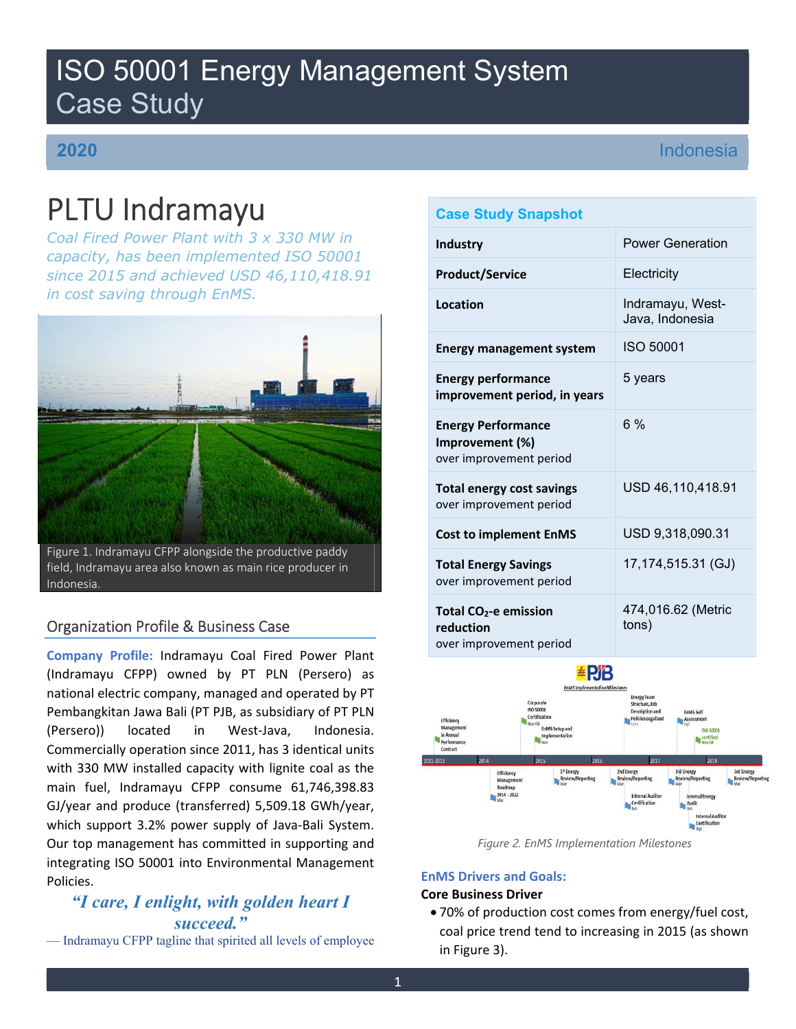# ISO 50001 Energy Management System Case Study

**2020** Indonesia

# PLTU Indramayu

*Coal Fired Power Plant with 3 x 330 MW in capacity, has been implemented ISO 50001 since 2015 and achieved USD 46,110,418.91 in cost saving through EnMS.*

Figure 1. Indramayu CFPP alongside the productive paddy field, Indramayu area also known as main rice producer in Indonesia.

## Organization Profile & Business Case

**Company Profile:** Indramayu Coal Fired Power Plant (Indramayu CFPP) owned by PT PLN (Persero) as national electric company, managed and operated by PT Pembangkitan Jawa Bali (PT PJB, as subsidiary of PT PLN (Persero)) located in West-Java, Indonesia. Commercially operation since 2011, has 3 identical units with 330 MW installed capacity with lignite coal as the main fuel, Indramayu CFPP consume 61,746,398.83 GJ/year and produce (transferred) 5,509.18 GWh/year, which support 3.2% power supply of Java-Bali System. Our top management has committed in supporting and integrating ISO 50001 into Environmental Management Policies.

> *"I care, I enlight, with golden heart I succeed."*
>
> — Indramayu CFPP tagline that spirited all levels of employee

| Case Study Snapshot | |
|---|---|
| **Industry** | Power Generation |
| **Product/Service** | Electricity |
| **Location** | Indramayu, West-Java, Indonesia |
| **Energy management system** | ISO 50001 |
| **Energy performance improvement period, in years** | 5 years |
| **Energy Performance Improvement (%)** over improvement period | 6 % |
| **Total energy cost savings** over improvement period | USD 46,110,418.91 |
| **Cost to implement EnMS** | USD 9,318,090.31 |
| **Total Energy Savings** over improvement period | 17,174,515.31 (GJ) |
| **Total $CO_2$-e emission reduction** over improvement period | 474,016.62 (Metric tons) |

*Figure 2. EnMS Implementation Milestones*

### EnMS Drivers and Goals:

**Core Business Driver**

- 70% of production cost comes from energy/fuel cost, coal price trend tend to increasing in 2015 (as shown in Figure 3).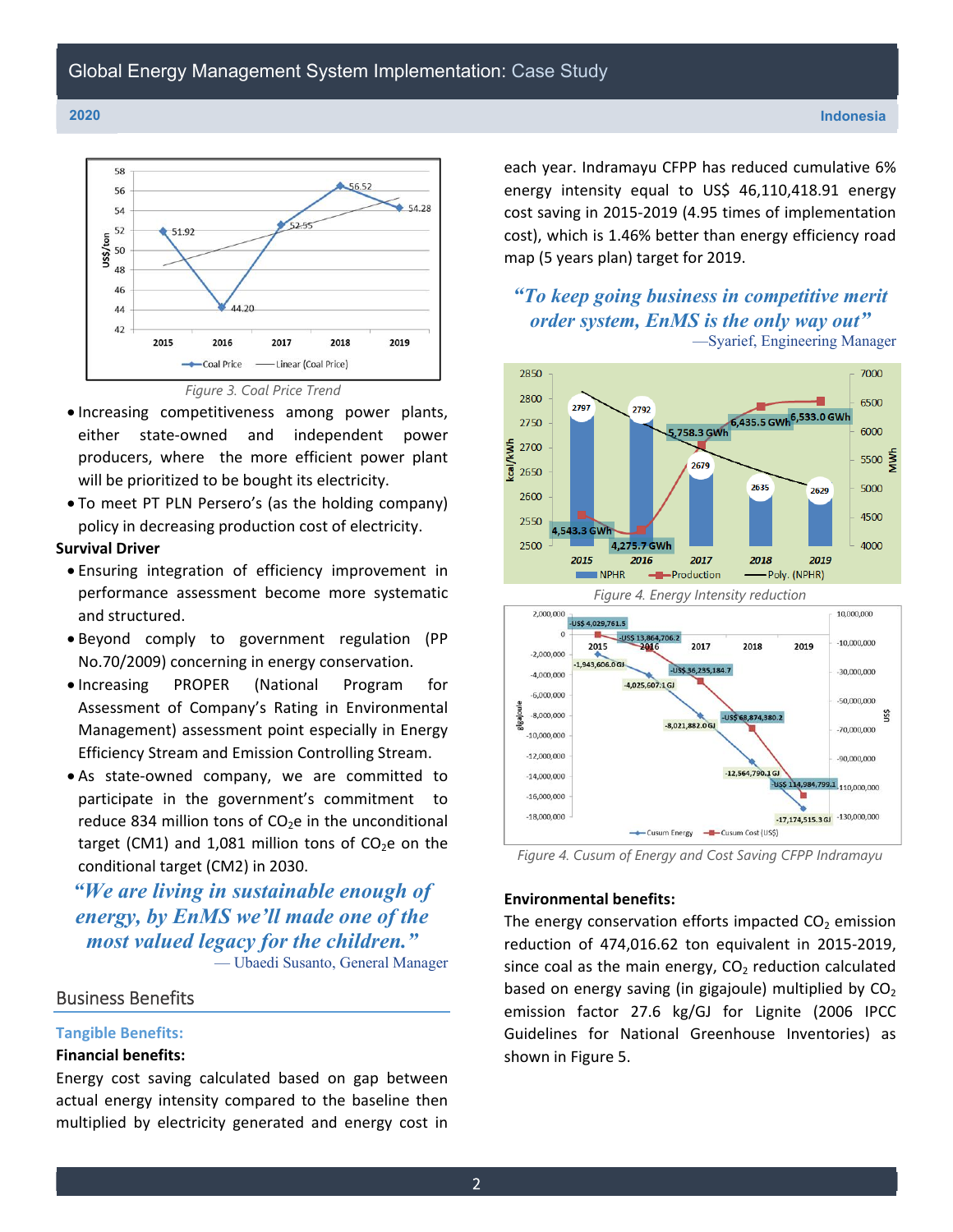Figure 3. Coal Price Trend

- Increasing competitiveness among power plants, either state-owned and independent power producers, where the more efficient power plant will be prioritized to be bought its electricity.
- To meet PT PLN Persero's (as the holding company) policy in decreasing production cost of electricity.

**Survival Driver**

- Ensuring integration of efficiency improvement in performance assessment become more systematic and structured.
- Beyond comply to government regulation (PP No.70/2009) concerning in energy conservation.
- Increasing PROPER (National Program for Assessment of Company's Rating in Environmental Management) assessment point especially in Energy Efficiency Stream and Emission Controlling Stream.
- As state-owned company, we are committed to participate in the government's commitment to reduce 834 million tons of $CO_2e$ in the unconditional target (CM1) and 1,081 million tons of $CO_2e$ on the conditional target (CM2) in 2030.

*"We are living in sustainable enough of energy, by EnMS we'll made one of the most valued legacy for the children."*
— Ubaedi Susanto, General Manager

## Business Benefits

### Tangible Benefits:

**Financial benefits:**

Energy cost saving calculated based on gap between actual energy intensity compared to the baseline then multiplied by electricity generated and energy cost in each year. Indramayu CFPP has reduced cumulative 6% energy intensity equal to US$ 46,110,418.91 energy cost saving in 2015-2019 (4.95 times of implementation cost), which is 1.46% better than energy efficiency road map (5 years plan) target for 2019.

*"To keep going business in competitive merit order system, EnMS is the only way out"*
—Syarief, Engineering Manager

Figure 4. Energy Intensity reduction

Figure 4. Cusum of Energy and Cost Saving CFPP Indramayu

**Environmental benefits:**

The energy conservation efforts impacted $CO_2$ emission reduction of 474,016.62 ton equivalent in 2015-2019, since coal as the main energy, $CO_2$ reduction calculated based on energy saving (in gigajoule) multiplied by $CO_2$ emission factor 27.6 kg/GJ for Lignite (2006 IPCC Guidelines for National Greenhouse Inventories) as shown in Figure 5.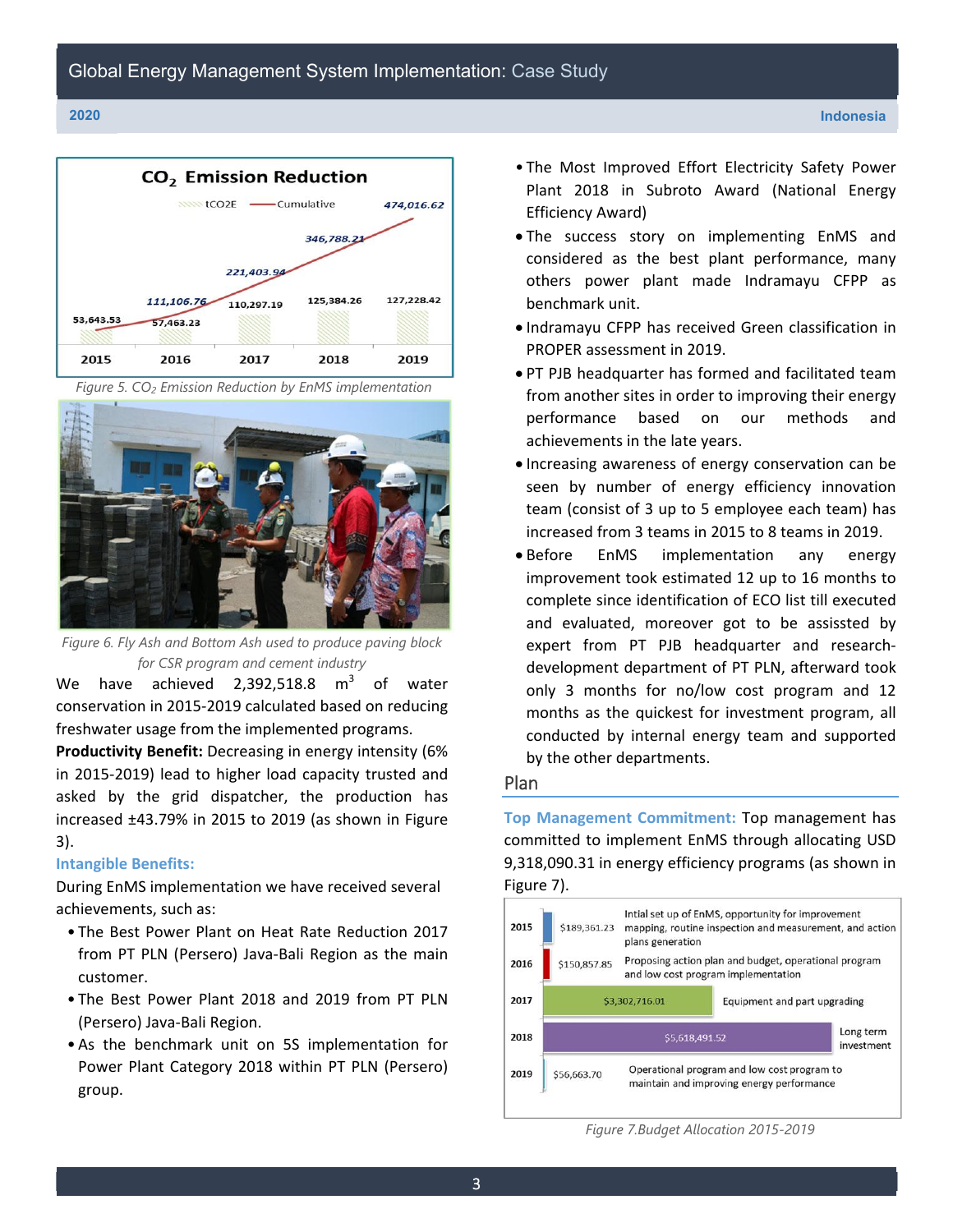*Figure 5. $CO_2$ Emission Reduction by EnMS implementation*

*Figure 6. Fly Ash and Bottom Ash used to produce paving block for CSR program and cement industry*

We have achieved 2,392,518.8 $m^3$ of water conservation in 2015-2019 calculated based on reducing freshwater usage from the implemented programs.

**Productivity Benefit:** Decreasing in energy intensity (6% in 2015-2019) lead to higher load capacity trusted and asked by the grid dispatcher, the production has increased ±43.79% in 2015 to 2019 (as shown in Figure 3).

**Intangible Benefits:**

During EnMS implementation we have received several achievements, such as:

- The Best Power Plant on Heat Rate Reduction 2017 from PT PLN (Persero) Java-Bali Region as the main customer.
- The Best Power Plant 2018 and 2019 from PT PLN (Persero) Java-Bali Region.
- As the benchmark unit on 5S implementation for Power Plant Category 2018 within PT PLN (Persero) group.
- The Most Improved Effort Electricity Safety Power Plant 2018 in Subroto Award (National Energy Efficiency Award)
- The success story on implementing EnMS and considered as the best plant performance, many others power plant made Indramayu CFPP as benchmark unit.
- Indramayu CFPP has received Green classification in PROPER assessment in 2019.
- PT PJB headquarter has formed and facilitated team from another sites in order to improving their energy performance based on our methods and achievements in the late years.
- Increasing awareness of energy conservation can be seen by number of energy efficiency innovation team (consist of 3 up to 5 employee each team) has increased from 3 teams in 2015 to 8 teams in 2019.
- Before EnMS implementation any energy improvement took estimated 12 up to 16 months to complete since identification of ECO list till executed and evaluated, moreover got to be assissted by expert from PT PJB headquarter and research-development department of PT PLN, afterward took only 3 months for no/low cost program and 12 months as the quickest for investment program, all conducted by internal energy team and supported by the other departments.

## Plan

**Top Management Commitment:** Top management has committed to implement EnMS through allocating USD 9,318,090.31 in energy efficiency programs (as shown in Figure 7).

| Year | Budget | Description |
| --- | --- | --- |
| 2015 | $189,361.23 | Intial set up of EnMS, opportunity for improvement mapping, routine inspection and measurement, and action plans generation |
| 2016 | $150,857.85 | Proposing action plan and budget, operational program and low cost program implementation |
| 2017 | $3,302,716.01 | Equipment and part upgrading |
| 2018 | $5,618,491.52 | Long term investment |
| 2019 | $56,663.70 | Operational program and low cost program to maintain and improving energy performance |

*Figure 7.Budget Allocation 2015-2019*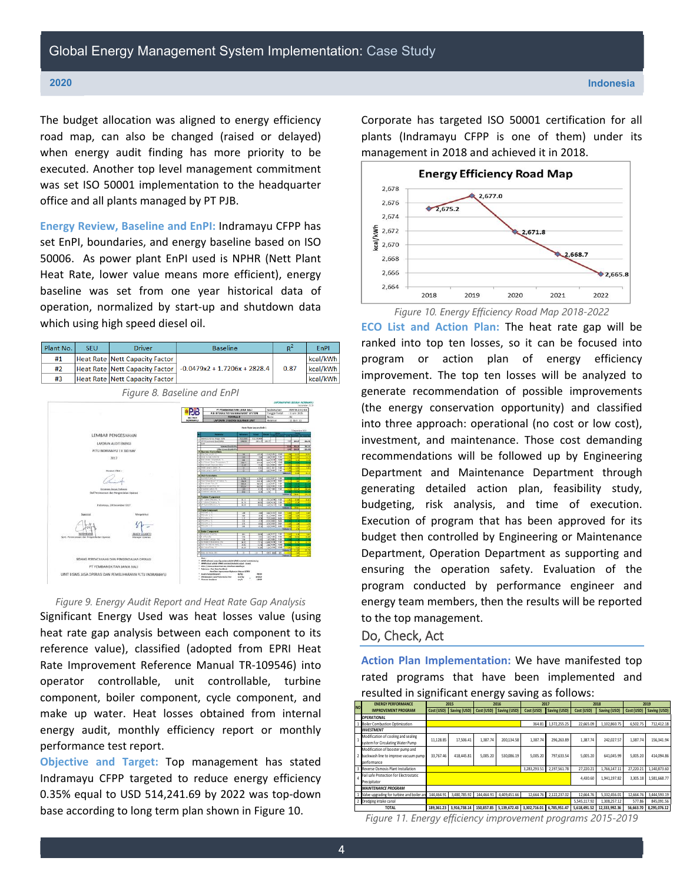The budget allocation was aligned to energy efficiency road map, can also be changed (raised or delayed) when energy audit finding has more priority to be executed. Another top level management commitment was set ISO 50001 implementation to the headquarter office and all plants managed by PT PJB.

**Energy Review, Baseline and EnPI:** Indramayu CFPP has set EnPI, boundaries, and energy baseline based on ISO 50006. As power plant EnPI used is NPHR (Nett Plant Heat Rate, lower value means more efficient), energy baseline was set from one year historical data of operation, normalized by start-up and shutdown data which using high speed diesel oil.

| Plant No. | SEU | Driver | Baseline | $R^2$ | EnPI |
|---|---|---|---|---|---|
| #1 | Heat Rate | Nett Capacity Factor | $-0.0479x^2 + 1.7206x + 2828.4$ | 0.87 | kcal/kWh |
| #2 | Heat Rate | Nett Capacity Factor | | | kcal/kWh |
| #3 | Heat Rate | Nett Capacity Factor | | | kcal/kWh |

*Figure 8. Baseline and EnPI*

*Figure 9. Energy Audit Report and Heat Rate Gap Analysis*

Significant Energy Used was heat losses value (using heat rate gap analysis between each component to its reference value), classified (adopted from EPRI Heat Rate Improvement Reference Manual TR-109546) into operator controllable, unit controllable, turbine component, boiler component, cycle component, and make up water. Heat losses obtained from internal energy audit, monthly efficiency report or monthly performance test report.

**Objective and Target:** Top management has stated Indramayu CFPP targeted to reduce energy efficiency 0.35% equal to USD 514,241.69 by 2022 was top-down base according to long term plan shown in Figure 10.

Corporate has targeted ISO 50001 certification for all plants (Indramayu CFPP is one of them) under its management in 2018 and achieved it in 2018.

**Energy Efficiency Road Map** (kcal/kWh)

| Year | 2018 | 2019 | 2020 | 2021 | 2022 |
|---|---|---|---|---|---|
| kcal/kWh | 2,675.2 | 2,677.0 | 2,671.8 | 2,668.7 | 2,665.8 |

*Figure 10. Energy Efficiency Road Map 2018-2022*

**ECO List and Action Plan:** The heat rate gap will be ranked into top ten losses, so it can be focused into program or action plan of energy efficiency improvement. The top ten losses will be analyzed to generate recommendation of possible improvements (the energy conservation opportunity) and classified into three approach: operational (no cost or low cost), investment, and maintenance. Those cost demanding recommendations will be followed up by Engineering Department and Maintenance Department through generating detailed action plan, feasibility study, budgeting, risk analysis, and time of execution. Execution of program that has been approved for its budget then controlled by Engineering or Maintenance Department, Operation Department as supporting and ensuring the operation safety. Evaluation of the program conducted by performance engineer and energy team members, then the results will be reported to the top management.

## Do, Check, Act

**Action Plan Implementation:** We have manifested top rated programs that have been implemented and resulted in significant energy saving as follows:

| NO | ENERGY PERFORMANCE IMPROVEMENT PROGRAM | 2015 | | 2016 | | 2017 | | 2018 | | 2019 | |
|---|---|---|---|---|---|---|---|---|---|---|---|
| | | Cost (USD) | Saving (USD) | Cost (USD) | Saving (USD) | Cost (USD) | Saving (USD) | Cost (USD) | Saving (USD) | Cost (USD) | Saving (USD) |
| | *OPERATIONAL* | | | | | | | | | | |
| 1 | Boiler Combustion Optimization | | | | | 364.81 | 1,372,255.25 | 22,665.09 | 1,102,860.75 | 6,502.75 | 712,412.18 |
| | *INVESTMENT* | | | | | | | | | | |
| 1 | Modification of cooling and sealing system for Circulating Water Pump | 11,128.85 | 17,506.41 | 1,387.74 | 200,134.58 | 1,387.74 | 296,263.89 | 1,387.74 | 242,027.57 | 1,387.74 | 156,341.94 |
| 2 | Modification of booster pump and backwash line to improve vacuum pump performance | 33,767.46 | 418,445.81 | 5,005.20 | 530,086.19 | 5,005.20 | 797,633.54 | 5,005.20 | 641,045.99 | 5,005.20 | 414,094.86 |
| 3 | Reverse Osmosis Plant Installation | | | | | 3,283,293.51 | 2,197,561.78 | 27,220.21 | 1,766,147.11 | 27,220.21 | 1,140,873.60 |
| 4 | Fail safe Protection for Electrostatic Precipitator | | | | | | | 4,430.60 | 1,941,197.82 | 3,305.18 | 1,581,668.77 |
| | *MAINTENANCE PROGRAM* | | | | | | | | | | |
| 1 | Valve upgrading for turbine and boiler area | 144,464.91 | 3,480,785.92 | 144,464.91 | 4,409,451.66 | 12,664.76 | 2,122,237.02 | 12,664.76 | 3,332,456.01 | 12,664.76 | 3,444,593.19 |
| 2 | Dredging intake canal | | | | | | | 5,545,117.92 | 1,308,257.12 | 577.86 | 845,091.56 |
| | TOTAL | 189,361.23 | 3,916,738.14 | 150,857.85 | 5,139,672.43 | 3,302,716.01 | 6,785,951.47 | 5,618,491.52 | 12,333,992.36 | 56,663.70 | 8,295,076.12 |

*Figure 11. Energy efficiency improvement programs 2015-2019*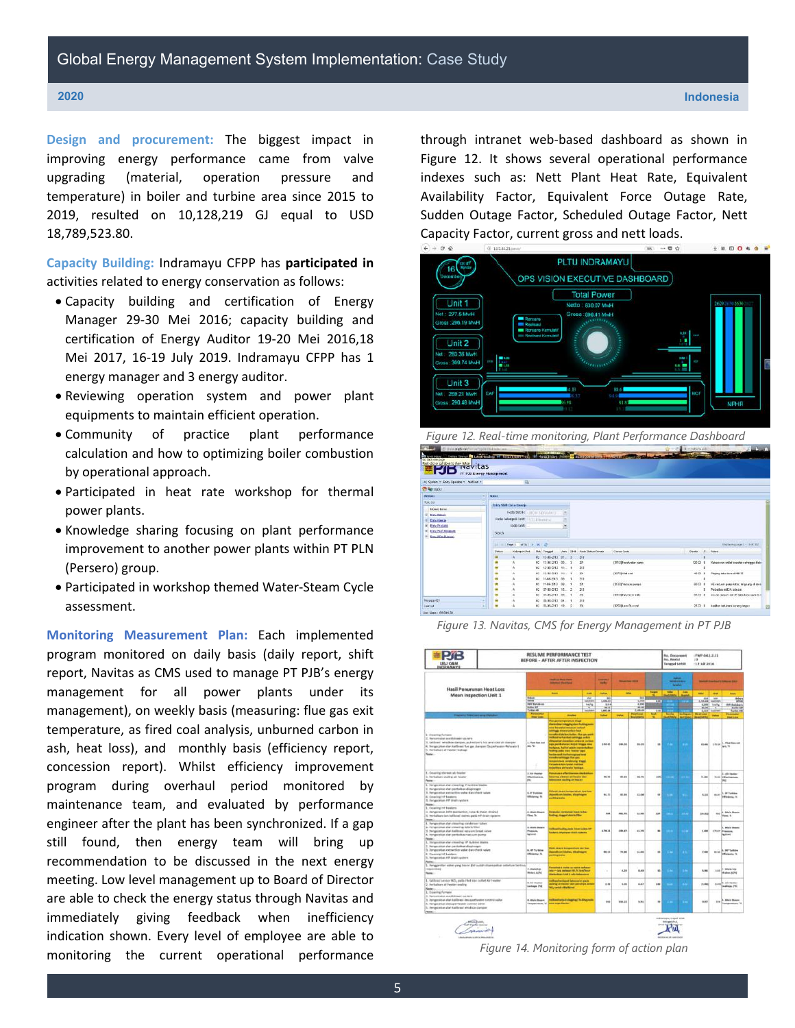**Design and procurement:** The biggest impact in improving energy performance came from valve upgrading (material, operation pressure and temperature) in boiler and turbine area since 2015 to 2019, resulted on 10,128,219 GJ equal to USD 18,789,523.80.

**Capacity Building:** Indramayu CFPP has **participated in** activities related to energy conservation as follows:

- Capacity building and certification of Energy Manager 29-30 Mei 2016; capacity building and certification of Energy Auditor 19-20 Mei 2016,18 Mei 2017, 16-19 July 2019. Indramayu CFPP has 1 energy manager and 3 energy auditor.
- Reviewing operation system and power plant equipments to maintain efficient operation.
- Community of practice plant performance calculation and how to optimizing boiler combustion by operational approach.
- Participated in heat rate workshop for thermal power plants.
- Knowledge sharing focusing on plant performance improvement to another power plants within PT PLN (Persero) group.
- Participated in workshop themed Water-Steam Cycle assessment.

**Monitoring Measurement Plan:** Each implemented program monitored on daily basis (daily report, shift report, Navitas as CMS used to manage PT PJB's energy management for all power plants under its management), on weekly basis (measuring: flue gas exit temperature, as fired coal analysis, unburned carbon in ash, heat loss), and monthly basis (efficiency report, concession report). Whilst efficiency improvement program during overhaul period monitored by maintenance team, and evaluated by performance engineer after the plant has been synchronized. If a gap still found, then energy team will bring up recommendation to be discussed in the next energy meeting. Low level management up to Board of Director are able to check the energy status through Navitas and immediately giving feedback when inefficiency indication shown. Every level of employee are able to monitoring the current operational performance through intranet web-based dashboard as shown in Figure 12. It shows several operational performance indexes such as: Nett Plant Heat Rate, Equivalent Availability Factor, Equivalent Force Outage Rate, Sudden Outage Factor, Scheduled Outage Factor, Nett Capacity Factor, current gross and nett loads.

*Figure 12. Real-time monitoring, Plant Performance Dashboard*

*Figure 13. Navitas, CMS for Energy Management in PT PJB*

*Figure 14. Monitoring form of action plan*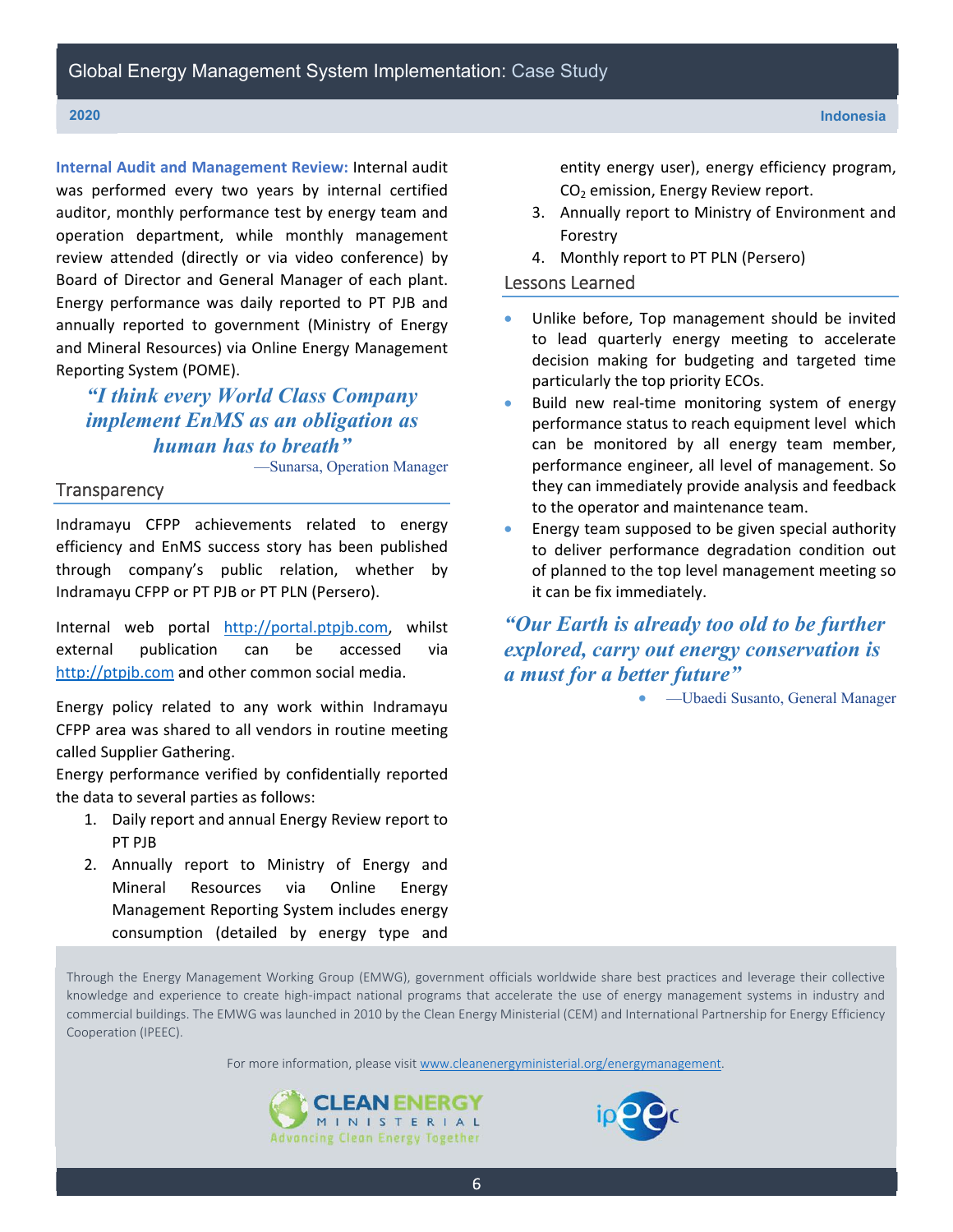**Internal Audit and Management Review:** Internal audit was performed every two years by internal certified auditor, monthly performance test by energy team and operation department, while monthly management review attended (directly or via video conference) by Board of Director and General Manager of each plant. Energy performance was daily reported to PT PJB and annually reported to government (Ministry of Energy and Mineral Resources) via Online Energy Management Reporting System (POME).

> *"I think every World Class Company implement EnMS as an obligation as human has to breath"*
>
> —Sunarsa, Operation Manager

## Transparency

Indramayu CFPP achievements related to energy efficiency and EnMS success story has been published through company's public relation, whether by Indramayu CFPP or PT PJB or PT PLN (Persero).

Internal web portal http://portal.ptpjb.com, whilst external publication can be accessed via http://ptpjb.com and other common social media.

Energy policy related to any work within Indramayu CFPP area was shared to all vendors in routine meeting called Supplier Gathering.

Energy performance verified by confidentially reported the data to several parties as follows:

1. Daily report and annual Energy Review report to PT PJB
2. Annually report to Ministry of Energy and Mineral Resources via Online Energy Management Reporting System includes energy consumption (detailed by energy type and entity energy user), energy efficiency program, $CO_2$ emission, Energy Review report.
3. Annually report to Ministry of Environment and Forestry
4. Monthly report to PT PLN (Persero)

## Lessons Learned

- Unlike before, Top management should be invited to lead quarterly energy meeting to accelerate decision making for budgeting and targeted time particularly the top priority ECOs.
- Build new real-time monitoring system of energy performance status to reach equipment level which can be monitored by all energy team member, performance engineer, all level of management. So they can immediately provide analysis and feedback to the operator and maintenance team.
- Energy team supposed to be given special authority to deliver performance degradation condition out of planned to the top level management meeting so it can be fix immediately.

> *"Our Earth is already too old to be further explored, carry out energy conservation is a must for a better future"*
>
> —Ubaedi Susanto, General Manager

Through the Energy Management Working Group (EMWG), government officials worldwide share best practices and leverage their collective knowledge and experience to create high-impact national programs that accelerate the use of energy management systems in industry and commercial buildings. The EMWG was launched in 2010 by the Clean Energy Ministerial (CEM) and International Partnership for Energy Efficiency Cooperation (IPEEC).

For more information, please visit www.cleanenergyministerial.org/energymanagement.

CLEAN ENERGY MINISTERIAL
Advancing Clean Energy Together

ipeec